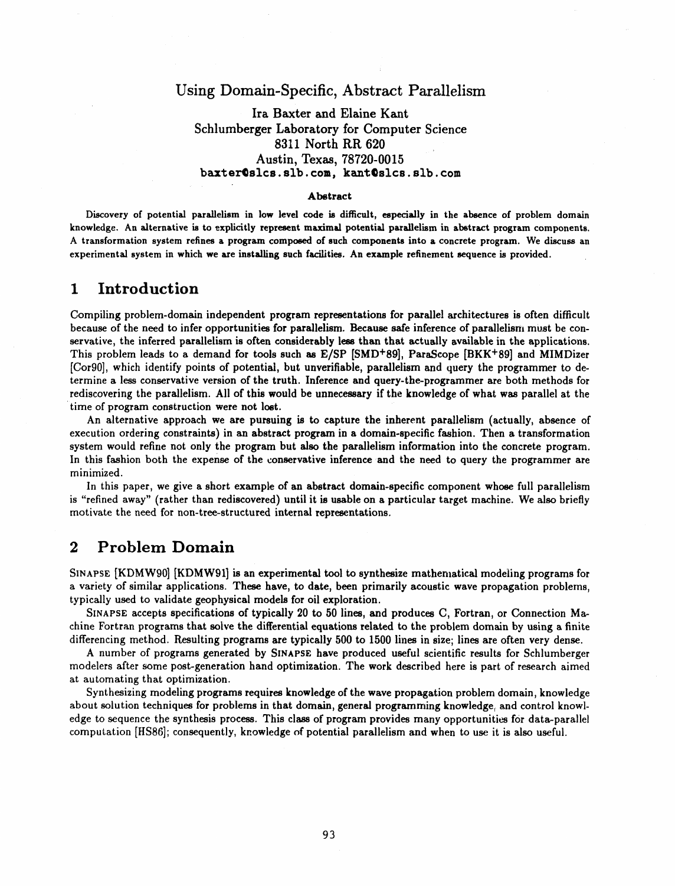# Using Domain-Specific, Abstract Parallelism

Ira Baxter and Elaine Kant
Schlumberger Laboratory for Computer Science
8311 North RR 620
Austin, Texas, 78720-0015
baxter@slcs.slb.com, kant@slcs.slb.com

### Abstract

Discovery of potential parallelism in low level code is difficult, especially in the absence of problem domain knowledge. An alternative is to explicitly represent maximal potential parallelism in abstract program components. A transformation system refines a program composed of such components into a concrete program. We discuss an experimental system in which we are installing such facilities. An example refinement sequence is provided.

## 1 Introduction

Compiling problem-domain independent program representations for parallel architectures is often difficult because of the need to infer opportunities for parallelism. Because safe inference of parallelism must be conservative, the inferred parallelism is often considerably less than that actually available in the applications. This problem leads to a demand for tools such as E/SP [SMD+89], ParaScope [BKK+89] and MIMDizer [Cor90], which identify points of potential, but unverifiable, parallelism and query the programmer to determine a less conservative version of the truth. Inference and query-the-programmer are both methods for rediscovering the parallelism. All of this would be unnecessary if the knowledge of what was parallel at the time of program construction were not lost.

An alternative approach we are pursuing is to capture the inherent parallelism (actually, absence of execution ordering constraints) in an abstract program in a domain-specific fashion. Then a transformation system would refine not only the program but also the parallelism information into the concrete program. In this fashion both the expense of the conservative inference and the need to query the programmer are minimized.

In this paper, we give a short example of an abstract domain-specific component whose full parallelism is "refined away" (rather than rediscovered) until it is usable on a particular target machine. We also briefly motivate the need for non-tree-structured internal representations.

## 2 Problem Domain

SINAPSE [KDMW90] [KDMW91] is an experimental tool to synthesize mathematical modeling programs for a variety of similar applications. These have, to date, been primarily acoustic wave propagation problems, typically used to validate geophysical models for oil exploration.

SINAPSE accepts specifications of typically 20 to 50 lines, and produces C, Fortran, or Connection Machine Fortran programs that solve the differential equations related to the problem domain by using a finite differencing method. Resulting programs are typically 500 to 1500 lines in size; lines are often very dense.

A number of programs generated by SINAPSE have produced useful scientific results for Schlumberger modelers after some post-generation hand optimization. The work described here is part of research aimed at automating that optimization.

Synthesizing modeling programs requires knowledge of the wave propagation problem domain, knowledge about solution techniques for problems in that domain, general programming knowledge, and control knowledge to sequence the synthesis process. This class of program provides many opportunities for data-parallel computation [HS86]; consequently, knowledge of potential parallelism and when to use it is also useful.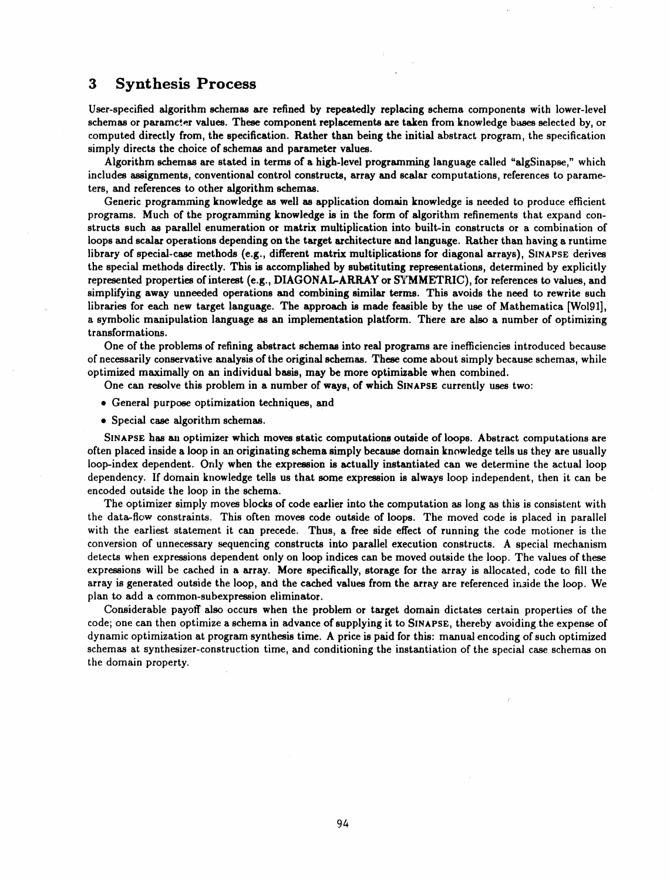## 3 Synthesis Process

User-specified algorithm schemas are refined by repeatedly replacing schema components with lower-level schemas or parameter values. These component replacements are taken from knowledge bases selected by, or computed directly from, the specification. Rather than being the initial abstract program, the specification simply directs the choice of schemas and parameter values.

Algorithm schemas are stated in terms of a high-level programming language called "algSinapse," which includes assignments, conventional control constructs, array and scalar computations, references to parameters, and references to other algorithm schemas.

Generic programming knowledge as well as application domain knowledge is needed to produce efficient programs. Much of the programming knowledge is in the form of algorithm refinements that expand constructs such as parallel enumeration or matrix multiplication into built-in constructs or a combination of loops and scalar operations depending on the target architecture and language. Rather than having a runtime library of special-case methods (e.g., different matrix multiplications for diagonal arrays), SINAPSE derives the special methods directly. This is accomplished by substituting representations, determined by explicitly represented properties of interest (e.g., DIAGONAL-ARRAY or SYMMETRIC), for references to values, and simplifying away unneeded operations and combining similar terms. This avoids the need to rewrite such libraries for each new target language. The approach is made feasible by the use of Mathematica [Wol91], a symbolic manipulation language as an implementation platform. There are also a number of optimizing transformations.

One of the problems of refining abstract schemas into real programs are inefficiencies introduced because of necessarily conservative analysis of the original schemas. These come about simply because schemas, while optimized maximally on an individual basis, may be more optimizable when combined.

One can resolve this problem in a number of ways, of which SINAPSE currently uses two:

- General purpose optimization techniques, and
- Special case algorithm schemas.

SINAPSE has an optimizer which moves static computations outside of loops. Abstract computations are often placed inside a loop in an originating schema simply because domain knowledge tells us they are usually loop-index dependent. Only when the expression is actually instantiated can we determine the actual loop dependency. If domain knowledge tells us that some expression is always loop independent, then it can be encoded outside the loop in the schema.

The optimizer simply moves blocks of code earlier into the computation as long as this is consistent with the data-flow constraints. This often moves code outside of loops. The moved code is placed in parallel with the earliest statement it can precede. Thus, a free side effect of running the code motioner is the conversion of unnecessary sequencing constructs into parallel execution constructs. A special mechanism detects when expressions dependent only on loop indices can be moved outside the loop. The values of these expressions will be cached in a array. More specifically, storage for the array is allocated, code to fill the array is generated outside the loop, and the cached values from the array are referenced inside the loop. We plan to add a common-subexpression eliminator.

Considerable payoff also occurs when the problem or target domain dictates certain properties of the code; one can then optimize a schema in advance of supplying it to SINAPSE, thereby avoiding the expense of dynamic optimization at program synthesis time. A price is paid for this: manual encoding of such optimized schemas at synthesizer-construction time, and conditioning the instantiation of the special case schemas on the domain property.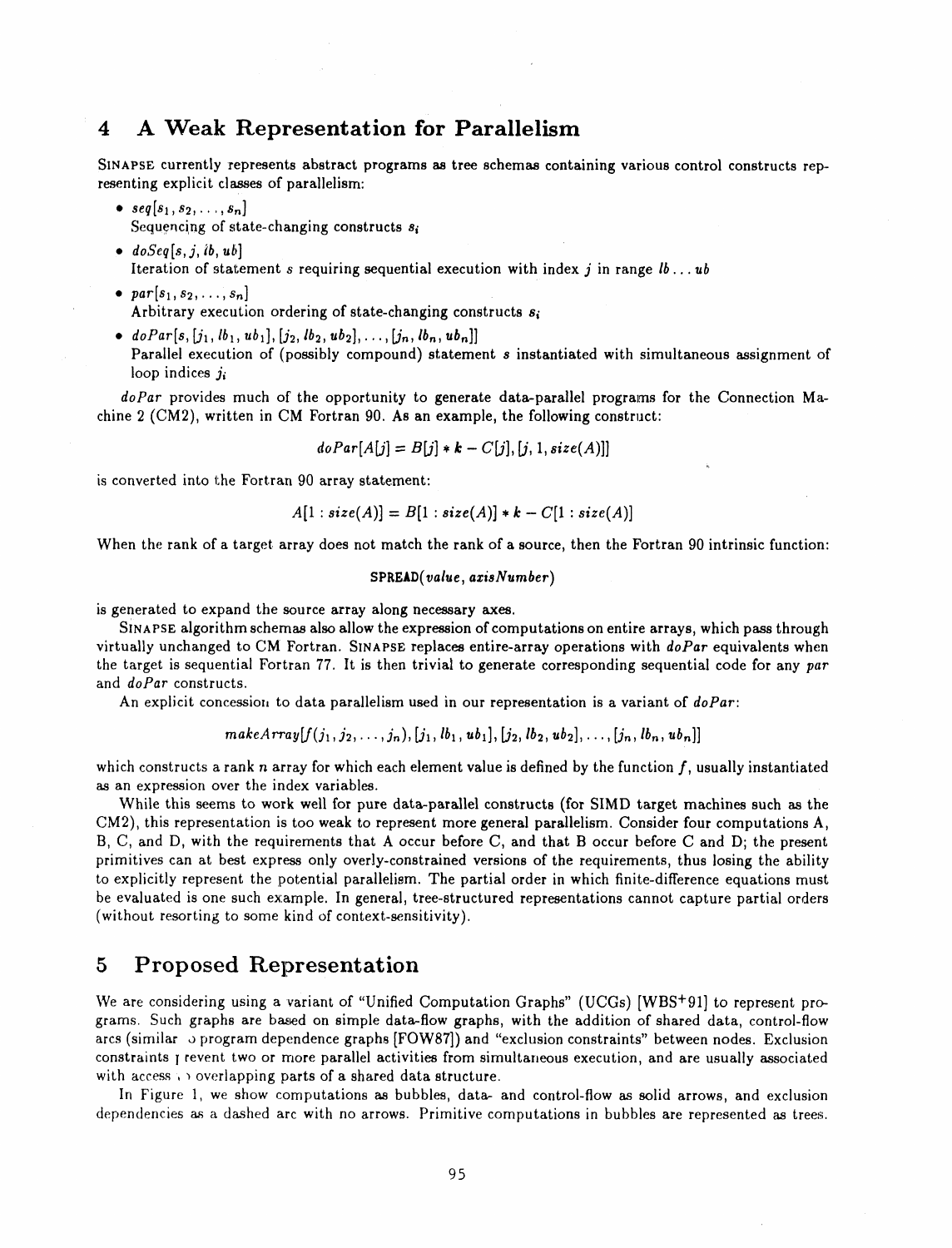## 4 A Weak Representation for Parallelism

SINAPSE currently represents abstract programs as tree schemas containing various control constructs representing explicit classes of parallelism:

- $seq[s_1, s_2, \ldots, s_n]$
  Sequencing of state-changing constructs $s_i$
- $doSeq[s, j, lb, ub]$
  Iteration of statement $s$ requiring sequential execution with index $j$ in range $lb \ldots ub$
- $par[s_1, s_2, \ldots, s_n]$
  Arbitrary execution ordering of state-changing constructs $s_i$
- $doPar[s, [j_1, lb_1, ub_1], [j_2, lb_2, ub_2], \ldots, [j_n, lb_n, ub_n]]$
  Parallel execution of (possibly compound) statement $s$ instantiated with simultaneous assignment of loop indices $j_i$

*doPar* provides much of the opportunity to generate data-parallel programs for the Connection Machine 2 (CM2), written in CM Fortran 90. As an example, the following construct:

$$doPar[A[j] = B[j] * k - C[j], [j, 1, size(A)]]$$

is converted into the Fortran 90 array statement:

$$A[1 : size(A)] = B[1 : size(A)] * k - C[1 : size(A)]$$

When the rank of a target array does not match the rank of a source, then the Fortran 90 intrinsic function:

$$\texttt{SPREAD}(value, axisNumber)$$

is generated to expand the source array along necessary axes.

SINAPSE algorithm schemas also allow the expression of computations on entire arrays, which pass through virtually unchanged to CM Fortran. SINAPSE replaces entire-array operations with *doPar* equivalents when the target is sequential Fortran 77. It is then trivial to generate corresponding sequential code for any *par* and *doPar* constructs.

An explicit concession to data parallelism used in our representation is a variant of *doPar*:

$$makeArray[f(j_1, j_2, \ldots, j_n), [j_1, lb_1, ub_1], [j_2, lb_2, ub_2], \ldots, [j_n, lb_n, ub_n]]$$

which constructs a rank $n$ array for which each element value is defined by the function $f$, usually instantiated as an expression over the index variables.

While this seems to work well for pure data-parallel constructs (for SIMD target machines such as the CM2), this representation is too weak to represent more general parallelism. Consider four computations A, B, C, and D, with the requirements that A occur before C, and that B occur before C and D; the present primitives can at best express only overly-constrained versions of the requirements, thus losing the ability to explicitly represent the potential parallelism. The partial order in which finite-difference equations must be evaluated is one such example. In general, tree-structured representations cannot capture partial orders (without resorting to some kind of context-sensitivity).

## 5 Proposed Representation

We are considering using a variant of "Unified Computation Graphs" (UCGs) [WBS+91] to represent programs. Such graphs are based on simple data-flow graphs, with the addition of shared data, control-flow arcs (similar to program dependence graphs [FOW87]) and "exclusion constraints" between nodes. Exclusion constraints prevent two or more parallel activities from simultaneous execution, and are usually associated with access to overlapping parts of a shared data structure.

In Figure 1, we show computations as bubbles, data- and control-flow as solid arrows, and exclusion dependencies as a dashed arc with no arrows. Primitive computations in bubbles are represented as trees.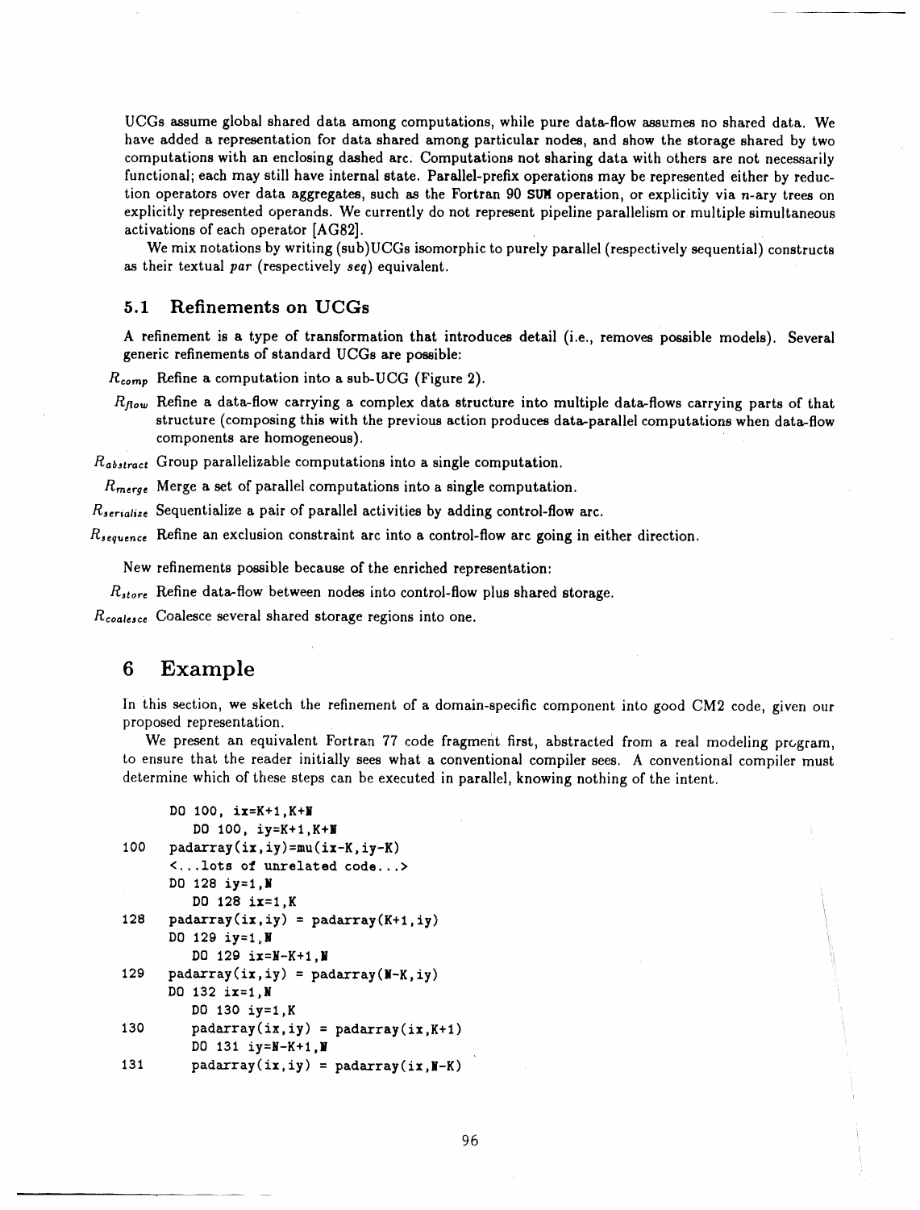UCGs assume global shared data among computations, while pure data-flow assumes no shared data. We have added a representation for data shared among particular nodes, and show the storage shared by two computations with an enclosing dashed arc. Computations not sharing data with others are not necessarily functional; each may still have internal state. Parallel-prefix operations may be represented either by reduction operators over data aggregates, such as the Fortran 90 SUM operation, or explicitly via $n$-ary trees on explicitly represented operands. We currently do not represent pipeline parallelism or multiple simultaneous activations of each operator [AG82].

We mix notations by writing (sub)UCGs isomorphic to purely parallel (respectively sequential) constructs as their textual *par* (respectively *seq*) equivalent.

## 5.1 Refinements on UCGs

A refinement is a type of transformation that introduces detail (i.e., removes possible models). Several generic refinements of standard UCGs are possible:

- $R_{comp}$ Refine a computation into a sub-UCG (Figure 2).
- $R_{flow}$ Refine a data-flow carrying a complex data structure into multiple data-flows carrying parts of that structure (composing this with the previous action produces data-parallel computations when data-flow components are homogeneous).
- $R_{abstract}$ Group parallelizable computations into a single computation.
- $R_{merge}$ Merge a set of parallel computations into a single computation.
- $R_{serialize}$ Sequentialize a pair of parallel activities by adding control-flow arc.
- $R_{sequence}$ Refine an exclusion constraint arc into a control-flow arc going in either direction.

New refinements possible because of the enriched representation:

- $R_{store}$ Refine data-flow between nodes into control-flow plus shared storage.
- $R_{coalesce}$ Coalesce several shared storage regions into one.

# 6 Example

In this section, we sketch the refinement of a domain-specific component into good CM2 code, given our proposed representation.

We present an equivalent Fortran 77 code fragment first, abstracted from a real modeling program, to ensure that the reader initially sees what a conventional compiler sees. A conventional compiler must determine which of these steps can be executed in parallel, knowing nothing of the intent.

```
      DO 100, ix=K+1,K+N
         DO 100, iy=K+1,K+N
100   padarray(ix,iy)=mu(ix-K,iy-K)
      <...lots of unrelated code...>
      DO 128 iy=1,N
         DO 128 ix=1,K
128   padarray(ix,iy) = padarray(K+1,iy)
      DO 129 iy=1,N
         DO 129 ix=N-K+1,N
129   padarray(ix,iy) = padarray(N-K,iy)
      DO 132 ix=1,N
         DO 130 iy=1,K
130      padarray(ix,iy) = padarray(ix,K+1)
         DO 131 iy=N-K+1,N
131      padarray(ix,iy) = padarray(ix,N-K)
```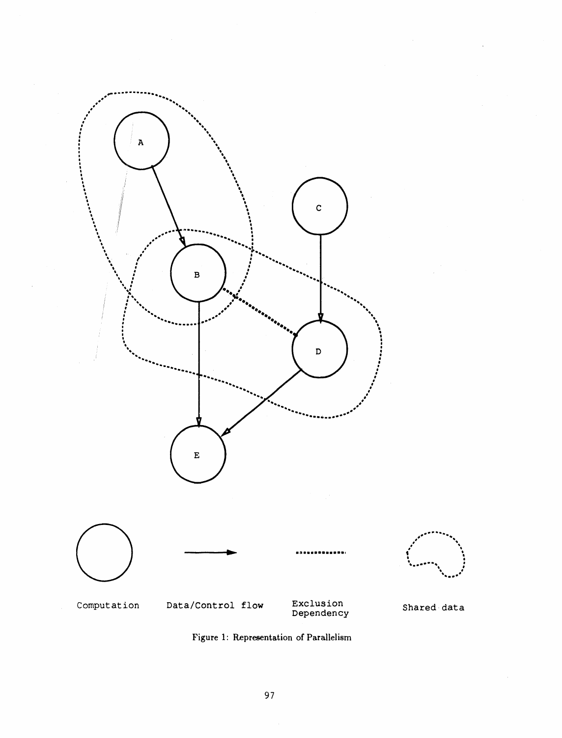Figure 1: Representation of Parallelism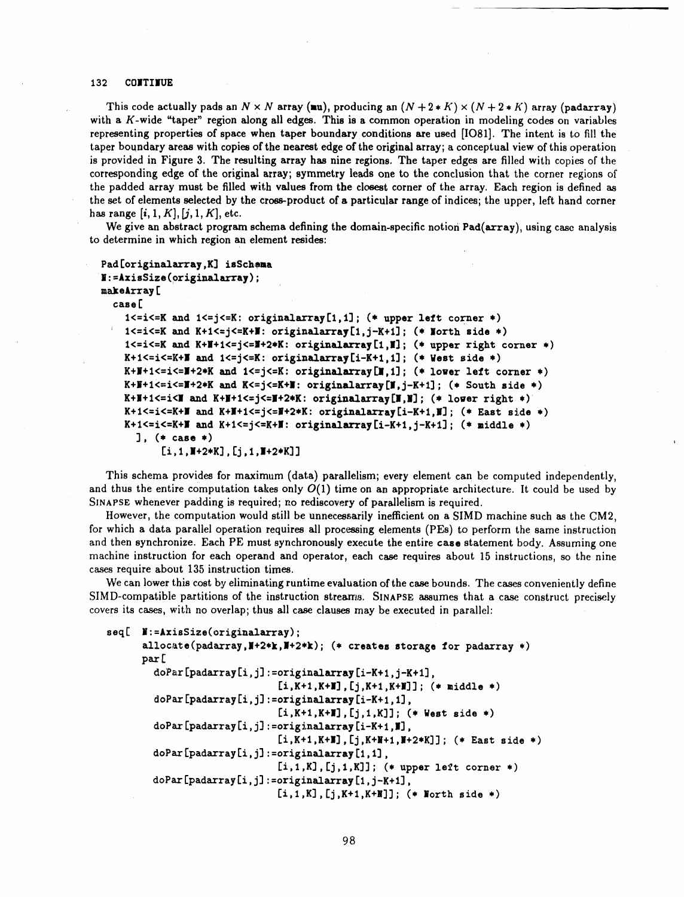This code actually pads an $N \times N$ array (mu), producing an $(N+2*K) \times (N+2*K)$ array (padarray) with a $K$-wide "taper" region along all edges. This is a common operation in modeling codes on variables representing properties of space when taper boundary conditions are used [IO81]. The intent is to fill the taper boundary areas with copies of the nearest edge of the original array; a conceptual view of this operation is provided in Figure 3. The resulting array has nine regions. The taper edges are filled with copies of the corresponding edge of the original array; symmetry leads one to the conclusion that the corner regions of the padded array must be filled with values from the closest corner of the array. Each region is defined as the set of elements selected by the cross-product of a particular range of indices; the upper, left hand corner has range $[i, 1, K], [j, 1, K]$, etc.

We give an abstract program schema defining the domain-specific notion Pad(array), using case analysis to determine in which region an element resides:

```
Pad[originalarray,K] isSchema
N:=AxisSize(originalarray);
makeArray[
  case[
    1<=i<=K and 1<=j<=K: originalarray[1,1]; (* upper left corner *)
    1<=i<=K and K+1<=j<=K+N: originalarray[1,j-K+1]; (* North side *)
    1<=i<=K and K+N+1<=j<=N+2*K: originalarray[1,N]; (* upper right corner *)
    K+1<=i<=K+N and 1<=j<=K: originalarray[i-K+1,1]; (* West side *)
    K+N+1<=i<=N+2*K and 1<=j<=K: originalarray[N,1]; (* lower left corner *)
    K+N+1<=i<=N+2*K and K<=j<=K+N: originalarray[N,j-K+1]; (* South side *)
    K+N+1<=i<N and K+N+1<=j<=N+2*K: originalarray[N,N]; (* lower right *)
    K+1<=i<=K+N and K+N+1<=j<=N+2*K: originalarray[i-K+1,N]; (* East side *)
    K+1<=i<=K+N and K+1<=j<=K+N: originalarray[i-K+1,j-K+1]; (* middle *)
    ], (* case *)
        [i,1,N+2*K],[j,1,N+2*K]]
```

This schema provides for maximum (data) parallelism; every element can be computed independently, and thus the entire computation takes only $O(1)$ time on an appropriate architecture. It could be used by SINAPSE whenever padding is required; no rediscovery of parallelism is required.

However, the computation would still be unnecessarily inefficient on a SIMD machine such as the CM2, for which a data parallel operation requires all processing elements (PEs) to perform the same instruction and then synchronize. Each PE must synchronously execute the entire **case** statement body. Assuming one machine instruction for each operand and operator, each case requires about 15 instructions, so the nine cases require about 135 instruction times.

We can lower this cost by eliminating runtime evaluation of the case bounds. The cases conveniently define SIMD-compatible partitions of the instruction streams. SINAPSE assumes that a case construct precisely covers its cases, with no overlap; thus all case clauses may be executed in parallel:

```
seq[ N:=AxisSize(originalarray);
     allocate(padarray,N+2*k,N+2*k); (* creates storage for padarray *)
     par[
       doPar[padarray[i,j]:=originalarray[i-K+1,j-K+1],
                           [i,K+1,K+N],[j,K+1,K+N]]; (* middle *)
       doPar[padarray[i,j]:=originalarray[i-K+1,1],
                           [i,K+1,K+N],[j,1,K]]; (* West side *)
       doPar[padarray[i,j]:=originalarray[i-K+1,N],
                           [i,K+1,K+N],[j,K+N+1,N+2*K]]; (* East side *)
       doPar[padarray[i,j]:=originalarray[1,1],
                           [i,1,K],[j,1,K]]; (* upper left corner *)
       doPar[padarray[i,j]:=originalarray[1,j-K+1],
                           [i,1,K],[j,K+1,K+N]]; (* North side *)
```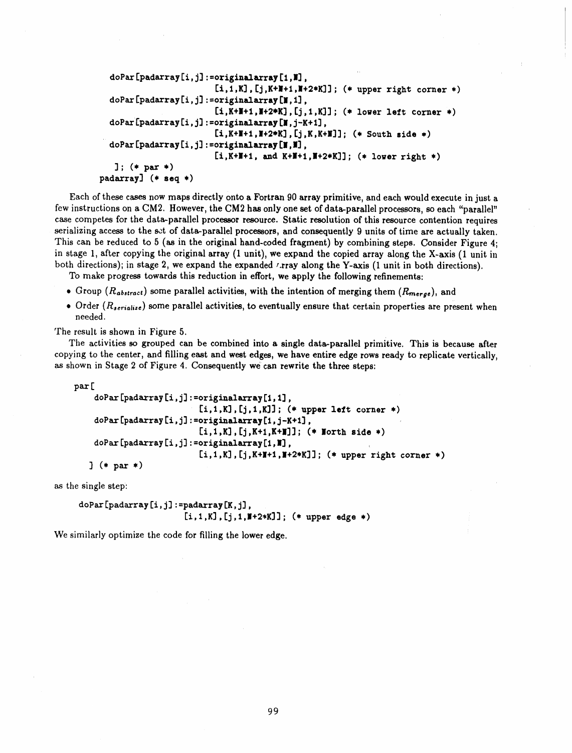```
doPar[padarray[i,j]:=originalarray[1,N],
                     [i,1,K],[j,K+N+1,N+2*K]]; (* upper right corner *)
doPar[padarray[i,j]:=originalarray[N,1],
                     [i,K+N+1,N+2*K],[j,1,K]]; (* lower left corner *)
doPar[padarray[i,j]:=originalarray[N,j-K+1],
                     [i,K+N+1,N+2*K],[j,K,K+N]]; (* South side *)
doPar[padarray[i,j]:=originalarray[N,N],
                     [i,K+N+1, and K+N+1,N+2*K]]; (* lower right *)
  ]; (* par *)
padarray] (* seq *)
```

Each of these cases now maps directly onto a Fortran 90 array primitive, and each would execute in just a few instructions on a CM2. However, the CM2 has only one set of data-parallel processors, so each "parallel" case competes for the data-parallel processor resource. Static resolution of this resource contention requires serializing access to the set of data-parallel processors, and consequently 9 units of time are actually taken. This can be reduced to 5 (as in the original hand-coded fragment) by combining steps. Consider Figure 4; in stage 1, after copying the original array (1 unit), we expand the copied array along the X-axis (1 unit in both directions); in stage 2, we expand the expanded array along the Y-axis (1 unit in both directions).

To make progress towards this reduction in effort, we apply the following refinements:

- Group ($R_{abstract}$) some parallel activities, with the intention of merging them ($R_{merge}$), and
- Order ($R_{serialize}$) some parallel activities, to eventually ensure that certain properties are present when needed.

The result is shown in Figure 5.

The activities so grouped can be combined into a single data-parallel primitive. This is because after copying to the center, and filling east and west edges, we have entire edge rows ready to replicate vertically, as shown in Stage 2 of Figure 4. Consequently we can rewrite the three steps:

```
par[
    doPar[padarray[i,j]:=originalarray[1,1],
                         [i,1,K],[j,1,K]]; (* upper left corner *)
    doPar[padarray[i,j]:=originalarray[1,j-K+1],
                         [i,1,K],[j,K+1,K+N]]; (* North side *)
    doPar[padarray[i,j]:=originalarray[1,N],
                         [i,1,K],[j,K+N+1,N+2*K]]; (* upper right corner *)
] (* par *)
```

as the single step:

```
doPar[padarray[i,j]:=padarray[K,j],
                     [i,1,K],[j,1,N+2*K]]; (* upper edge *)
```

We similarly optimize the code for filling the lower edge.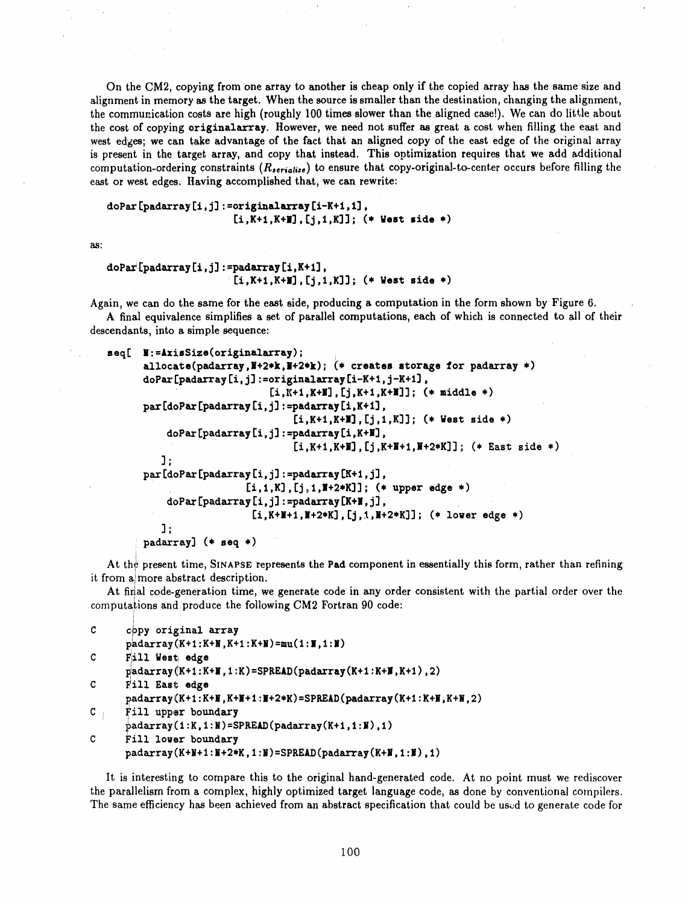On the CM2, copying from one array to another is cheap only if the copied array has the same size and alignment in memory as the target. When the source is smaller than the destination, changing the alignment, the communication costs are high (roughly 100 times slower than the aligned case!). We can do little about the cost of copying **originalarray**. However, we need not suffer as great a cost when filling the east and west edges; we can take advantage of the fact that an aligned copy of the east edge of the original array is present in the target array, and copy that instead. This optimization requires that we add additional computation-ordering constraints ($R_{serialize}$) to ensure that copy-original-to-center occurs before filling the east or west edges. Having accomplished that, we can rewrite:

```
doPar[padarray[i,j]:=originalarray[i-K+1,1],
                    [i,K+1,K+N],[j,1,K]]; (* West side *)
```

as:

```
doPar[padarray[i,j]:=padarray[i,K+1],
                    [i,K+1,K+N],[j,1,K]]; (* West side *)
```

Again, we can do the same for the east side, producing a computation in the form shown by Figure 6.

A final equivalence simplifies a set of parallel computations, each of which is connected to all of their descendants, into a simple sequence:

```
seq[ N:=AxisSize(originalarray);
     allocate(padarray,N+2*k,N+2*k); (* creates storage for padarray *)
     doPar[padarray[i,j]:=originalarray[i-K+1,j-K+1],
                        [i,K+1,K+N],[j,K+1,K+N]]; (* middle *)
     par[doPar[padarray[i,j]:=padarray[i,K+1],
                             [i,K+1,K+N],[j,1,K]]; (* West side *)
         doPar[padarray[i,j]:=padarray[i,K+N],
                             [i,K+1,K+N],[j,K+N+1,N+2*K]]; (* East side *)
        ];
     par[doPar[padarray[i,j]:=padarray[K+1,j],
                    [i,1,K],[j,1,N+2*K]]; (* upper edge *)
         doPar[padarray[i,j]:=padarray[K+N,j],
                    [i,K+N+1,N+2*K],[j,1,N+2*K]]; (* lower edge *)
        ];
     padarray] (* seq *)
```

At the present time, SINAPSE represents the **Pad** component in essentially this form, rather than refining it from a more abstract description.

At final code-generation time, we generate code in any order consistent with the partial order over the computations and produce the following CM2 Fortran 90 code:

```
C     copy original array
      padarray(K+1:K+N,K+1:K+N)=mu(1:N,1:N)
C     Fill West edge
      padarray(K+1:K+N,1:K)=SPREAD(padarray(K+1:K+N,K+1),2)
C     Fill East edge
      padarray(K+1:K+N,K+N+1:N+2*K)=SPREAD(padarray(K+1:K+N,K+N,2)
C     Fill upper boundary
      padarray(1:K,1:N)=SPREAD(padarray(K+1,1:N),1)
C     Fill lower boundary
      padarray(K+N+1:N+2*K,1:N)=SPREAD(padarray(K+N,1:N),1)
```

It is interesting to compare this to the original hand-generated code. At no point must we rediscover the parallelism from a complex, highly optimized target language code, as done by conventional compilers. The same efficiency has been achieved from an abstract specification that could be used to generate code for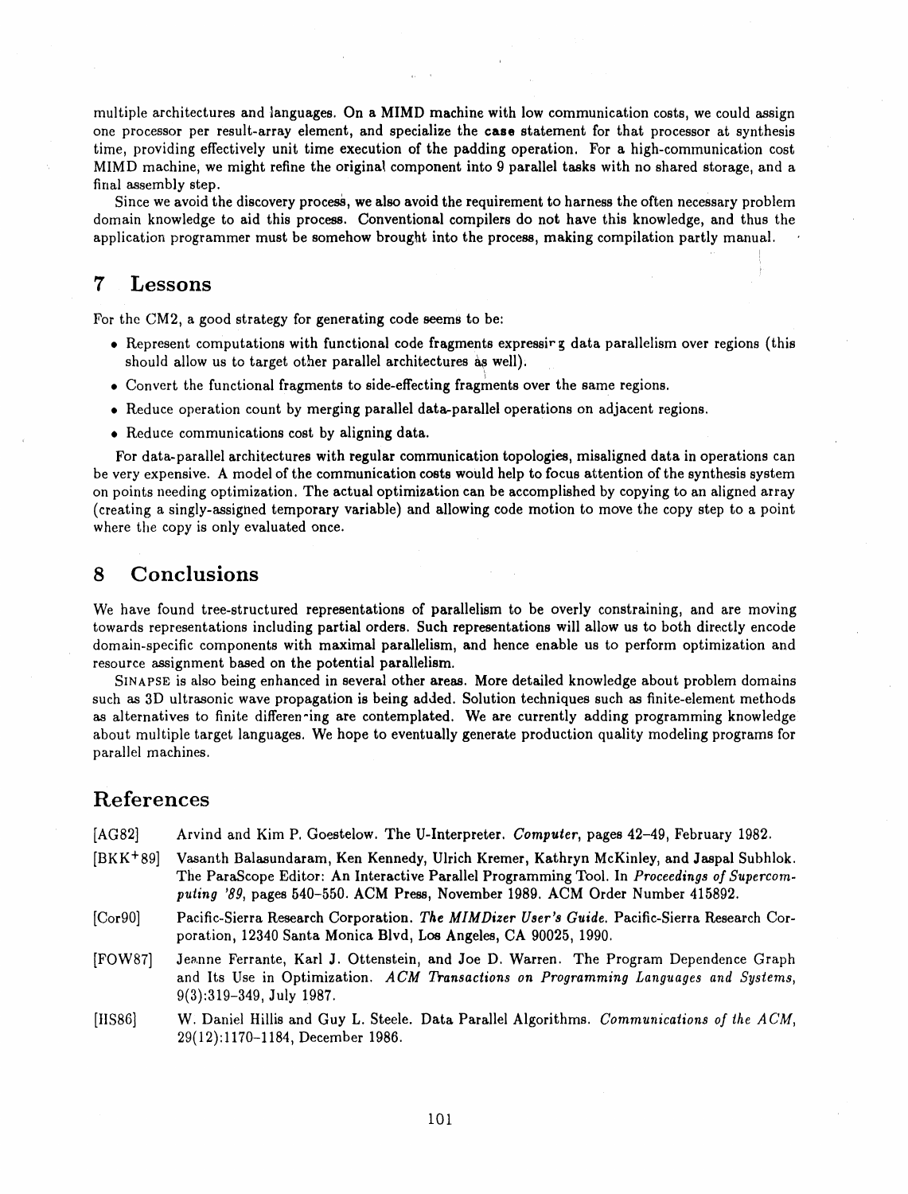multiple architectures and languages. On a MIMD machine with low communication costs, we could assign one processor per result-array element, and specialize the **case** statement for that processor at synthesis time, providing effectively unit time execution of the padding operation. For a high-communication cost MIMD machine, we might refine the original component into 9 parallel tasks with no shared storage, and a final assembly step.

Since we avoid the discovery process, we also avoid the requirement to harness the often necessary problem domain knowledge to aid this process. Conventional compilers do not have this knowledge, and thus the application programmer must be somehow brought into the process, making compilation partly manual.

## 7 Lessons

For the CM2, a good strategy for generating code seems to be:

- Represent computations with functional code fragments expressing data parallelism over regions (this should allow us to target other parallel architectures as well).
- Convert the functional fragments to side-effecting fragments over the same regions.
- Reduce operation count by merging parallel data-parallel operations on adjacent regions.
- Reduce communications cost by aligning data.

For data-parallel architectures with regular communication topologies, misaligned data in operations can be very expensive. A model of the communication costs would help to focus attention of the synthesis system on points needing optimization. The actual optimization can be accomplished by copying to an aligned array (creating a singly-assigned temporary variable) and allowing code motion to move the copy step to a point where the copy is only evaluated once.

## 8 Conclusions

We have found tree-structured representations of parallelism to be overly constraining, and are moving towards representations including partial orders. Such representations will allow us to both directly encode domain-specific components with maximal parallelism, and hence enable us to perform optimization and resource assignment based on the potential parallelism.

SINAPSE is also being enhanced in several other areas. More detailed knowledge about problem domains such as 3D ultrasonic wave propagation is being added. Solution techniques such as finite-element methods as alternatives to finite differencing are contemplated. We are currently adding programming knowledge about multiple target languages. We hope to eventually generate production quality modeling programs for parallel machines.

## References

[AG82] Arvind and Kim P. Goestelow. The U-Interpreter. *Computer*, pages 42–49, February 1982.

[BKK+89] Vasanth Balasundaram, Ken Kennedy, Ulrich Kremer, Kathryn McKinley, and Jaspal Subhlok. The ParaScope Editor: An Interactive Parallel Programming Tool. In *Proceedings of Supercomputing '89*, pages 540–550. ACM Press, November 1989. ACM Order Number 415892.

[Cor90] Pacific-Sierra Research Corporation. *The MIMDizer User's Guide.* Pacific-Sierra Research Corporation, 12340 Santa Monica Blvd, Los Angeles, CA 90025, 1990.

[FOW87] Jeanne Ferrante, Karl J. Ottenstein, and Joe D. Warren. The Program Dependence Graph and Its Use in Optimization. *ACM Transactions on Programming Languages and Systems*, 9(3):319–349, July 1987.

[HS86] W. Daniel Hillis and Guy L. Steele. Data Parallel Algorithms. *Communications of the ACM*, 29(12):1170–1184, December 1986.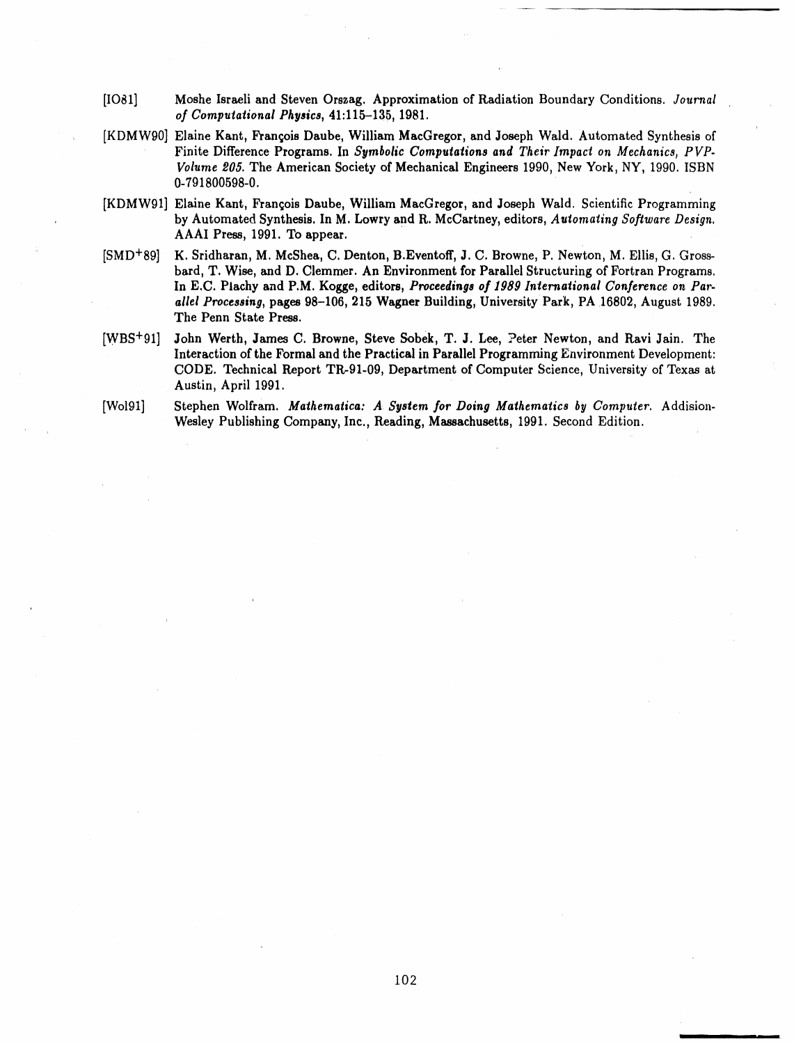[IO81] Moshe Israeli and Steven Orszag. Approximation of Radiation Boundary Conditions. *Journal of Computational Physics*, 41:115–135, 1981.

[KDMW90] Elaine Kant, François Daube, William MacGregor, and Joseph Wald. Automated Synthesis of Finite Difference Programs. In *Symbolic Computations and Their Impact on Mechanics, PVP-Volume 205*. The American Society of Mechanical Engineers 1990, New York, NY, 1990. ISBN 0-791800598-0.

[KDMW91] Elaine Kant, François Daube, William MacGregor, and Joseph Wald. Scientific Programming by Automated Synthesis. In M. Lowry and R. McCartney, editors, *Automating Software Design*. AAAI Press, 1991. To appear.

[SMD+89] K. Sridharan, M. McShea, C. Denton, B.Eventoff, J. C. Browne, P. Newton, M. Ellis, G. Grossbard, T. Wise, and D. Clemmer. An Environment for Parallel Structuring of Fortran Programs. In E.C. Plachy and P.M. Kogge, editors, *Proceedings of 1989 International Conference on Parallel Processing*, pages 98–106, 215 Wagner Building, University Park, PA 16802, August 1989. The Penn State Press.

[WBS+91] John Werth, James C. Browne, Steve Sobek, T. J. Lee, Peter Newton, and Ravi Jain. The Interaction of the Formal and the Practical in Parallel Programming Environment Development: CODE. Technical Report TR-91-09, Department of Computer Science, University of Texas at Austin, April 1991.

[Wol91] Stephen Wolfram. *Mathematica: A System for Doing Mathematics by Computer*. Addision-Wesley Publishing Company, Inc., Reading, Massachusetts, 1991. Second Edition.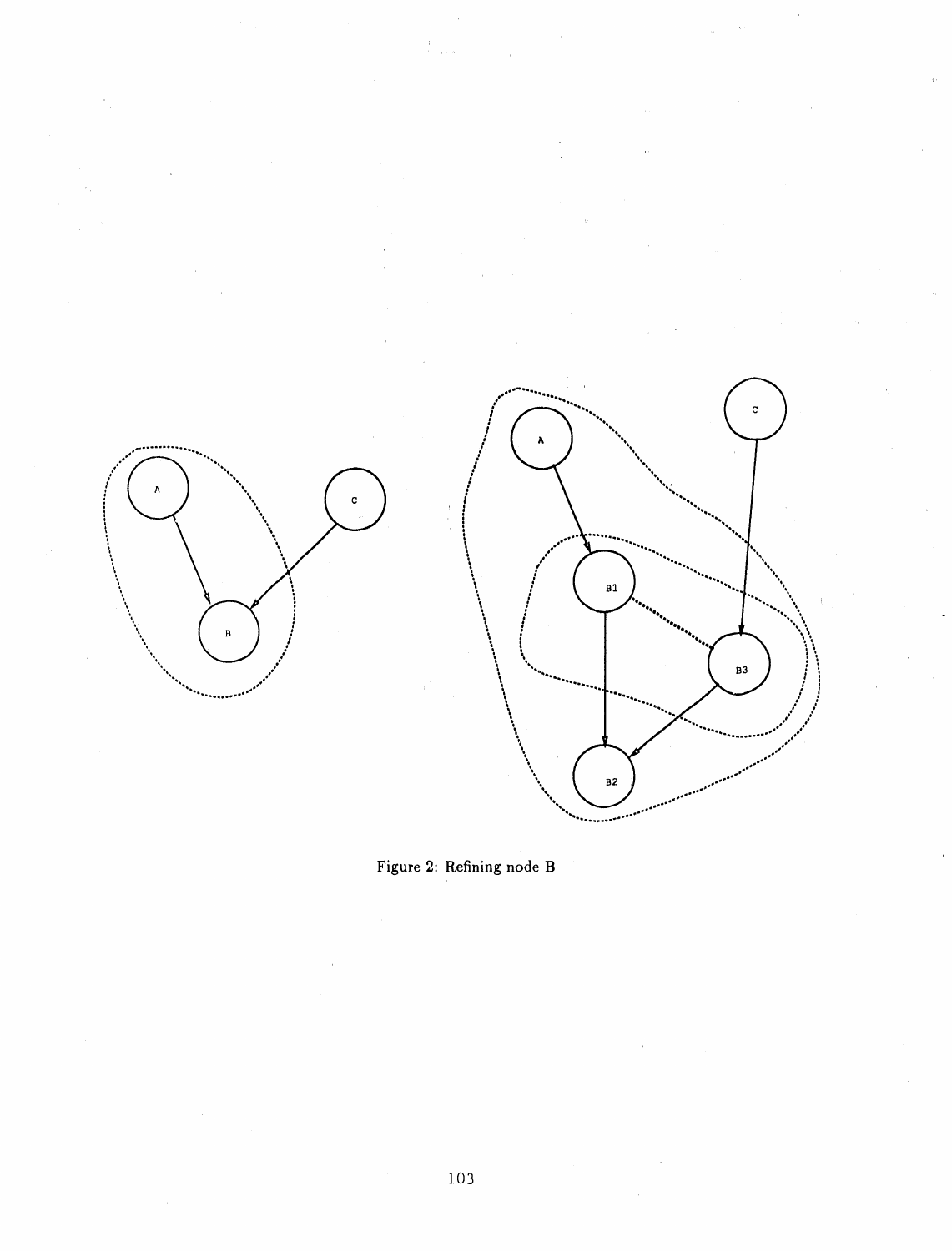Figure 2: Refining node B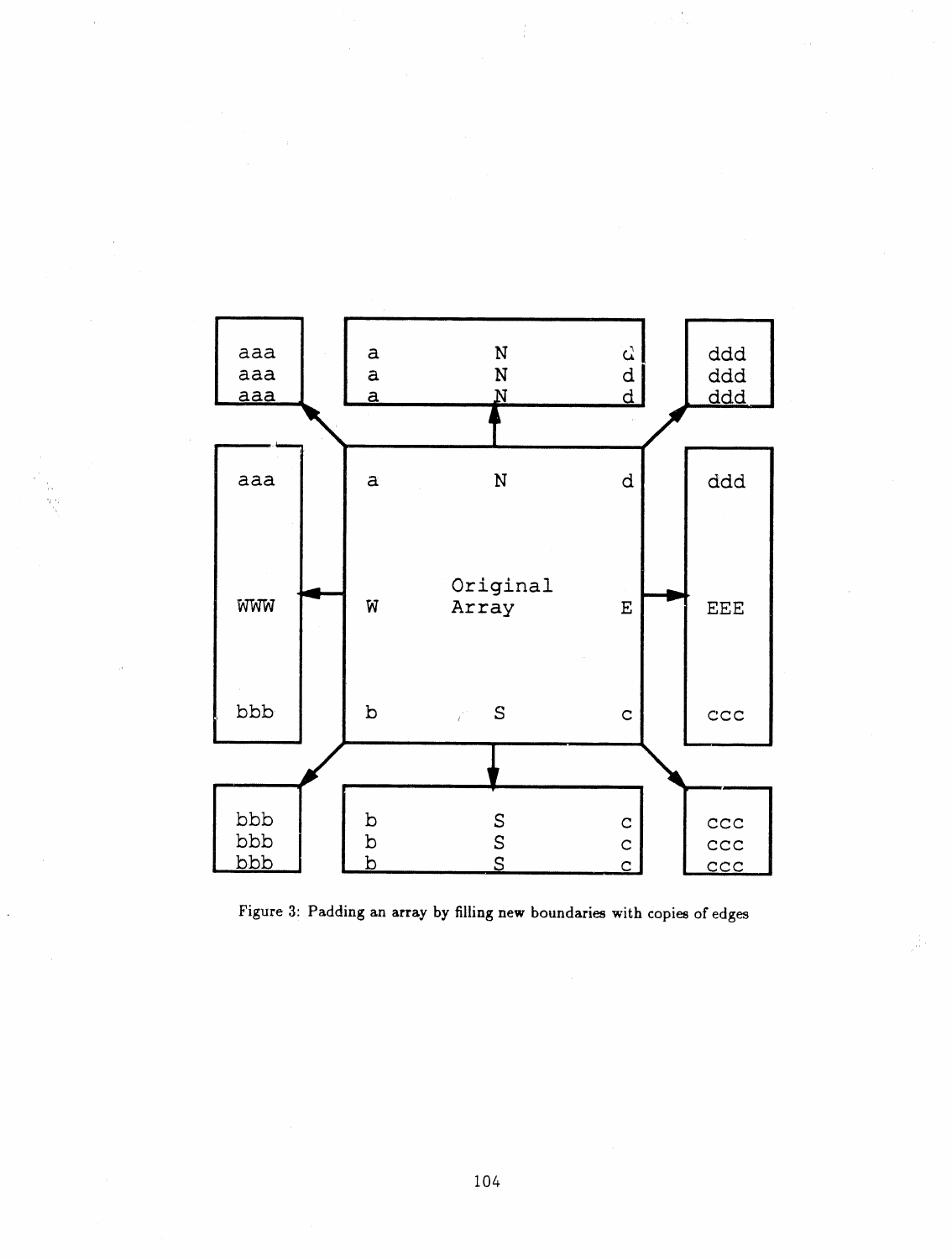```
 aaa     a      N      d     ddd
 aaa     a      N      d     ddd
 aaa     a      N      d     ddd

 aaa     a      N      d     ddd

                Original
 WWW     W      Array  E     EEE

 bbb     b      S      c     ccc

 bbb     b      S      c     ccc
 bbb     b      S      c     ccc
 bbb     b      S      c     ccc
```

Figure 3: Padding an array by filling new boundaries with copies of edges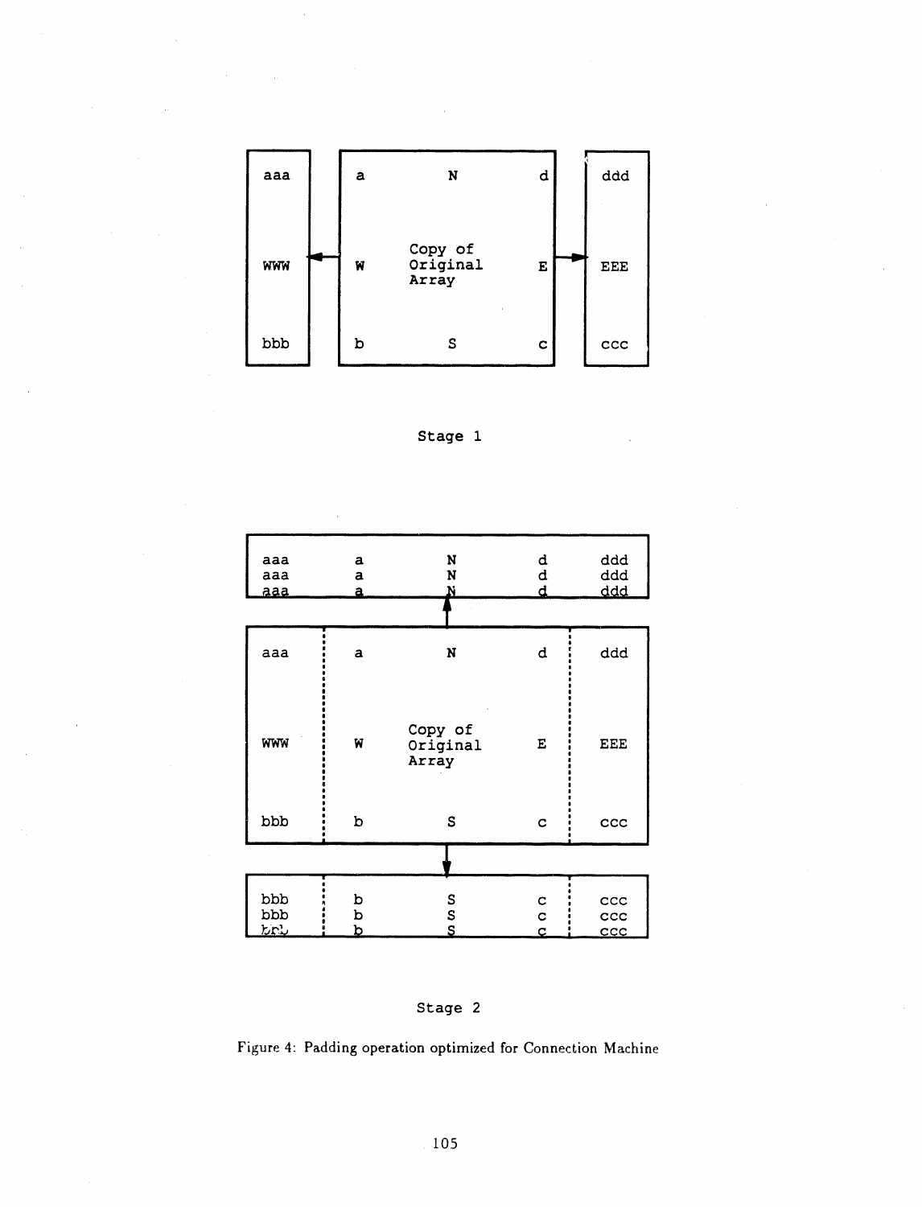| aaa | a | N | d | ddd |
|---|---|---|---|---|
| WWW | W | Copy of Original Array | E | EEE |
| bbb | b | S | c | ccc |

Stage 1

| aaa | a | N | d | ddd |
|---|---|---|---|---|
| aaa | a | N | d | ddd |
| aaa | a | N | d | ddd |

| aaa | a | N | d | ddd |
|---|---|---|---|---|
| WWW | W | Copy of Original Array | E | EEE |
| bbb | b | S | c | ccc |

| bbb | b | S | c | ccc |
|---|---|---|---|---|
| bbb | b | S | c | ccc |
| bbb | b | S | c | ccc |

Stage 2

Figure 4: Padding operation optimized for Connection Machine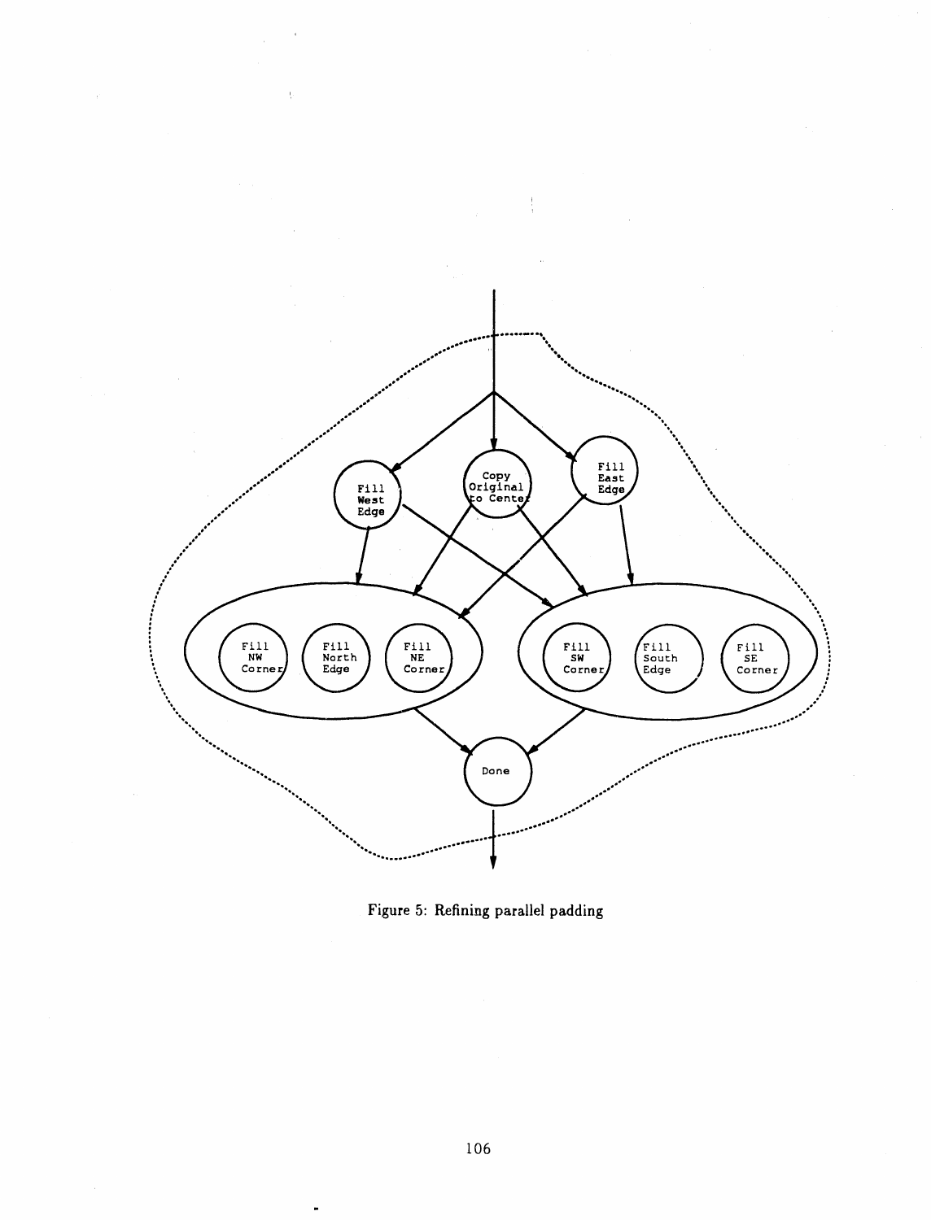Figure 5: Refining parallel padding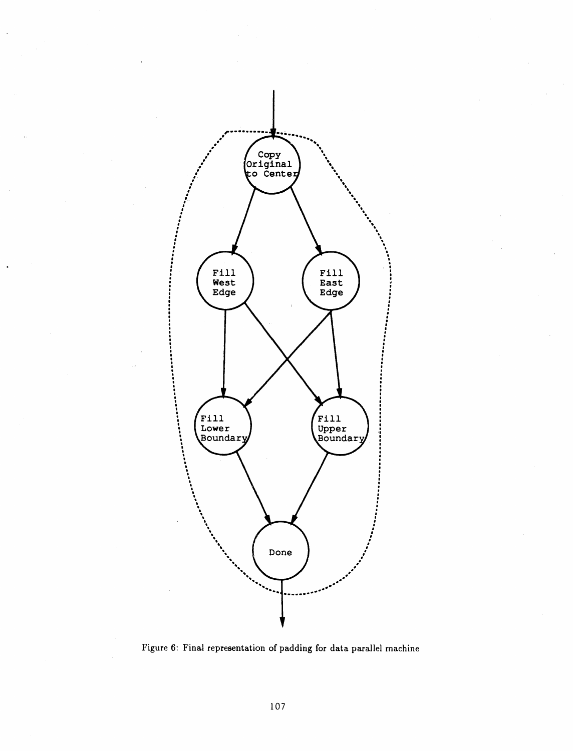Copy
Original
to Center

Fill
West
Edge

Fill
East
Edge

Fill
Lower
Boundary

Fill
Upper
Boundary

Done

Figure 6: Final representation of padding for data parallel machine